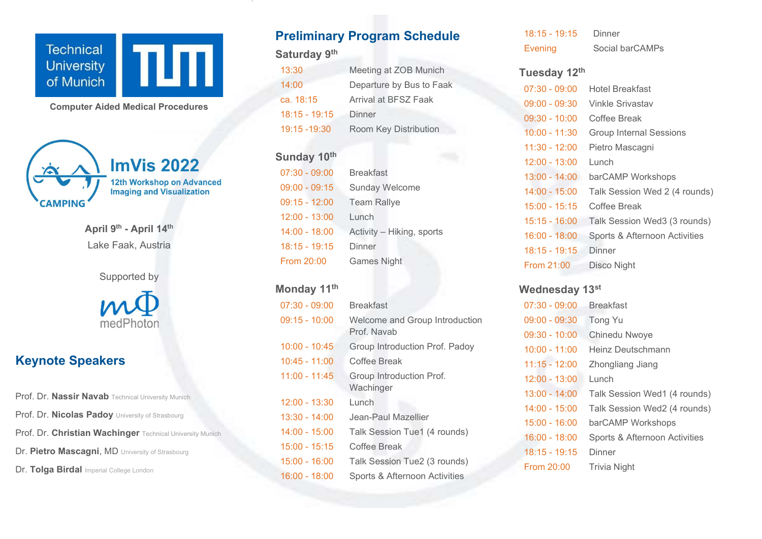Technical University of Munich

**Computer Aided Medical Procedures**

# ImVis 2022

**12th Workshop on Advanced Imaging and Visualization**

CAMPING

**April 9th - April 14th**

Lake Faak, Austria

Supported by

medPhoton

## Keynote Speakers

Prof. Dr. **Nassir Navab** Technical University Munich

Prof. Dr. **Nicolas Padoy** University of Strasbourg

Prof. Dr. **Christian Wachinger** Technical University Munich

Dr. **Pietro Mascagni**, MD University of Strasbourg

Dr. **Tolga Birdal** Imperial College London

## Preliminary Program Schedule

### Saturday 9th

| | |
|---|---|
| 13:30 | Meeting at ZOB Munich |
| 14:00 | Departure by Bus to Faak |
| ca. 18:15 | Arrival at BFSZ Faak |
| 18:15 - 19:15 | Dinner |
| 19:15 -19:30 | Room Key Distribution |

### Sunday 10th

| | |
|---|---|
| 07:30 - 09:00 | Breakfast |
| 09:00 - 09:15 | Sunday Welcome |
| 09:15 - 12:00 | Team Rallye |
| 12:00 - 13:00 | Lunch |
| 14:00 - 18:00 | Activity – Hiking, sports |
| 18:15 - 19:15 | Dinner |
| From 20:00 | Games Night |

### Monday 11th

| | |
|---|---|
| 07:30 - 09:00 | Breakfast |
| 09:15 - 10:00 | Welcome and Group Introduction Prof. Navab |
| 10:00 - 10:45 | Group Introduction Prof. Padoy |
| 10:45 - 11:00 | Coffee Break |
| 11:00 - 11:45 | Group Introduction Prof. Wachinger |
| 12:00 - 13:30 | Lunch |
| 13:30 - 14:00 | Jean-Paul Mazellier |
| 14:00 - 15:00 | Talk Session Tue1 (4 rounds) |
| 15:00 - 15:15 | Coffee Break |
| 15:00 - 16:00 | Talk Session Tue2 (3 rounds) |
| 16:00 - 18:00 | Sports & Afternoon Activities |
| 18:15 - 19:15 | Dinner |
| Evening | Social barCAMPs |

### Tuesday 12th

| | |
|---|---|
| 07:30 - 09:00 | Hotel Breakfast |
| 09:00 - 09:30 | Vinkle Srivastav |
| 09:30 - 10:00 | Coffee Break |
| 10:00 - 11:30 | Group Internal Sessions |
| 11:30 - 12:00 | Pietro Mascagni |
| 12:00 - 13:00 | Lunch |
| 13:00 - 14:00 | barCAMP Workshops |
| 14:00 - 15:00 | Talk Session Wed 2 (4 rounds) |
| 15:00 - 15:15 | Coffee Break |
| 15:15 - 16:00 | Talk Session Wed3 (3 rounds) |
| 16:00 - 18:00 | Sports & Afternoon Activities |
| 18:15 - 19:15 | Dinner |
| From 21:00 | Disco Night |

### Wednesday 13st

| | |
|---|---|
| 07:30 - 09:00 | Breakfast |
| 09:00 - 09:30 | Tong Yu |
| 09:30 - 10:00 | Chinedu Nwoye |
| 10:00 - 11:00 | Heinz Deutschmann |
| 11:15 - 12:00 | Zhongliang Jiang |
| 12:00 - 13:00 | Lunch |
| 13:00 - 14:00 | Talk Session Wed1 (4 rounds) |
| 14:00 - 15:00 | Talk Session Wed2 (4 rounds) |
| 15:00 - 16:00 | barCAMP Workshops |
| 16:00 - 18:00 | Sports & Afternoon Activities |
| 18:15 - 19:15 | Dinner |
| From 20:00 | Trivia Night |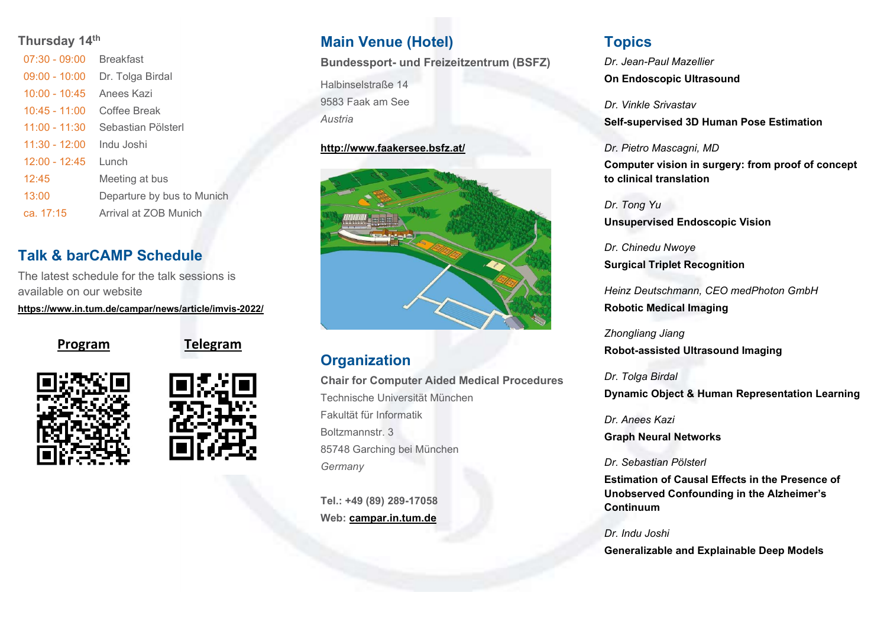### Thursday 14th

| | |
|---|---|
| 07:30 - 09:00 | Breakfast |
| 09:00 - 10:00 | Dr. Tolga Birdal |
| 10:00 - 10:45 | Anees Kazi |
| 10:45 - 11:00 | Coffee Break |
| 11:00 - 11:30 | Sebastian Pölsterl |
| 11:30 - 12:00 | Indu Joshi |
| 12:00 - 12:45 | Lunch |
| 12:45 | Meeting at bus |
| 13:00 | Departure by bus to Munich |
| ca. 17:15 | Arrival at ZOB Munich |

## Talk & barCAMP Schedule

The latest schedule for the talk sessions is available on our website

**https://www.in.tum.de/campar/news/article/imvis-2022/**

**Program** **Telegram**

## Main Venue (Hotel)

**Bundessport- und Freizeitzentrum (BSFZ)**

Halbinselstraße 14
9583 Faak am See
*Austria*

**http://www.faakersee.bsfz.at/**

## Organization

**Chair for Computer Aided Medical Procedures**
Technische Universität München
Fakultät für Informatik
Boltzmannstr. 3
85748 Garching bei München
*Germany*

**Tel.: +49 (89) 289-17058**
**Web: campar.in.tum.de**

## Topics

*Dr. Jean-Paul Mazellier*
**On Endoscopic Ultrasound**

*Dr. Vinkle Srivastav*
**Self-supervised 3D Human Pose Estimation**

*Dr. Pietro Mascagni, MD*
**Computer vision in surgery: from proof of concept to clinical translation**

*Dr. Tong Yu*
**Unsupervised Endoscopic Vision**

*Dr. Chinedu Nwoye*
**Surgical Triplet Recognition**

*Heinz Deutschmann, CEO medPhoton GmbH*
**Robotic Medical Imaging**

*Zhongliang Jiang*
**Robot-assisted Ultrasound Imaging**

*Dr. Tolga Birdal*
**Dynamic Object & Human Representation Learning**

*Dr. Anees Kazi*
**Graph Neural Networks**

*Dr. Sebastian Pölsterl*
**Estimation of Causal Effects in the Presence of Unobserved Confounding in the Alzheimer's Continuum**

*Dr. Indu Joshi*
**Generalizable and Explainable Deep Models**